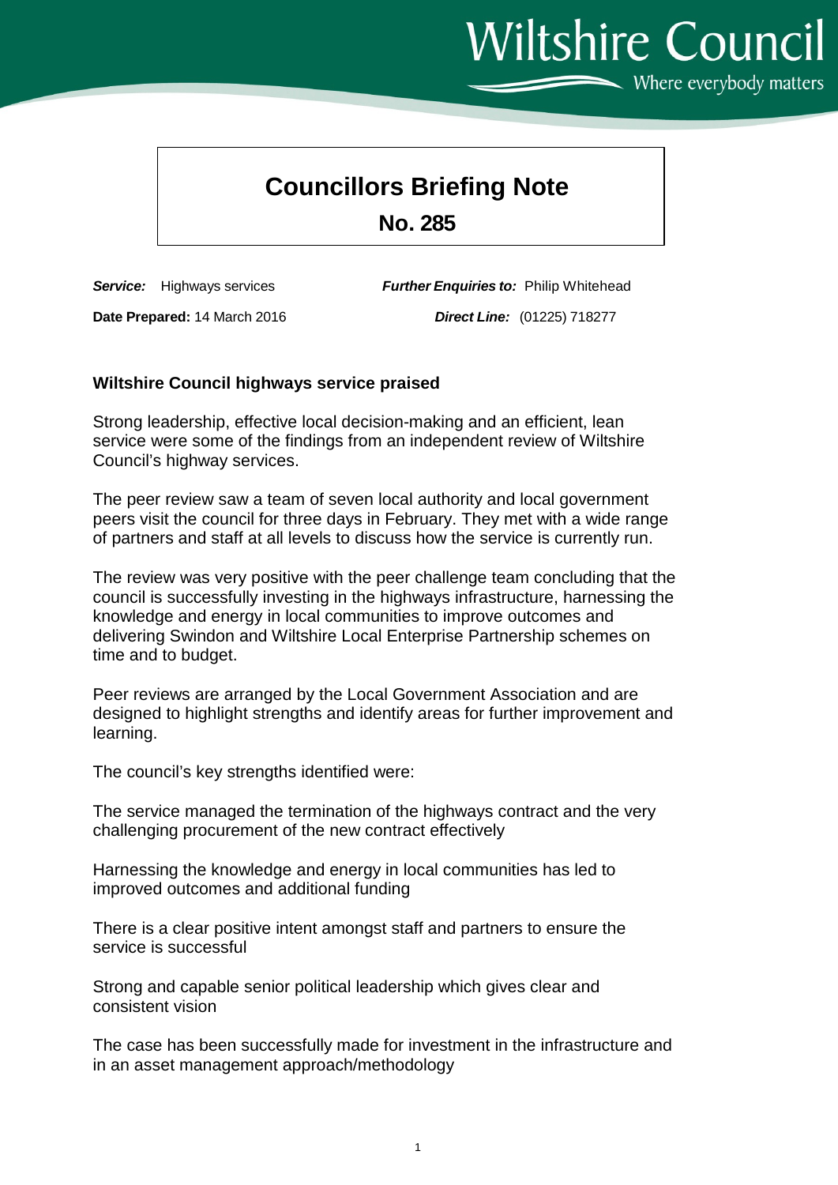Wiltshire Council

Where everybody matters

# Councillors Briefing Note

## No. 285

**_Service:_** Highways services

**_Further Enquiries to:_** Philip Whitehead

**Date Prepared:** 14 March 2016

**_Direct Line:_** (01225) 718277

### Wiltshire Council highways service praised

Strong leadership, effective local decision-making and an efficient, lean service were some of the findings from an independent review of Wiltshire Council's highway services.

The peer review saw a team of seven local authority and local government peers visit the council for three days in February. They met with a wide range of partners and staff at all levels to discuss how the service is currently run.

The review was very positive with the peer challenge team concluding that the council is successfully investing in the highways infrastructure, harnessing the knowledge and energy in local communities to improve outcomes and delivering Swindon and Wiltshire Local Enterprise Partnership schemes on time and to budget.

Peer reviews are arranged by the Local Government Association and are designed to highlight strengths and identify areas for further improvement and learning.

The council's key strengths identified were:

The service managed the termination of the highways contract and the very challenging procurement of the new contract effectively

Harnessing the knowledge and energy in local communities has led to improved outcomes and additional funding

There is a clear positive intent amongst staff and partners to ensure the service is successful

Strong and capable senior political leadership which gives clear and consistent vision

The case has been successfully made for investment in the infrastructure and in an asset management approach/methodology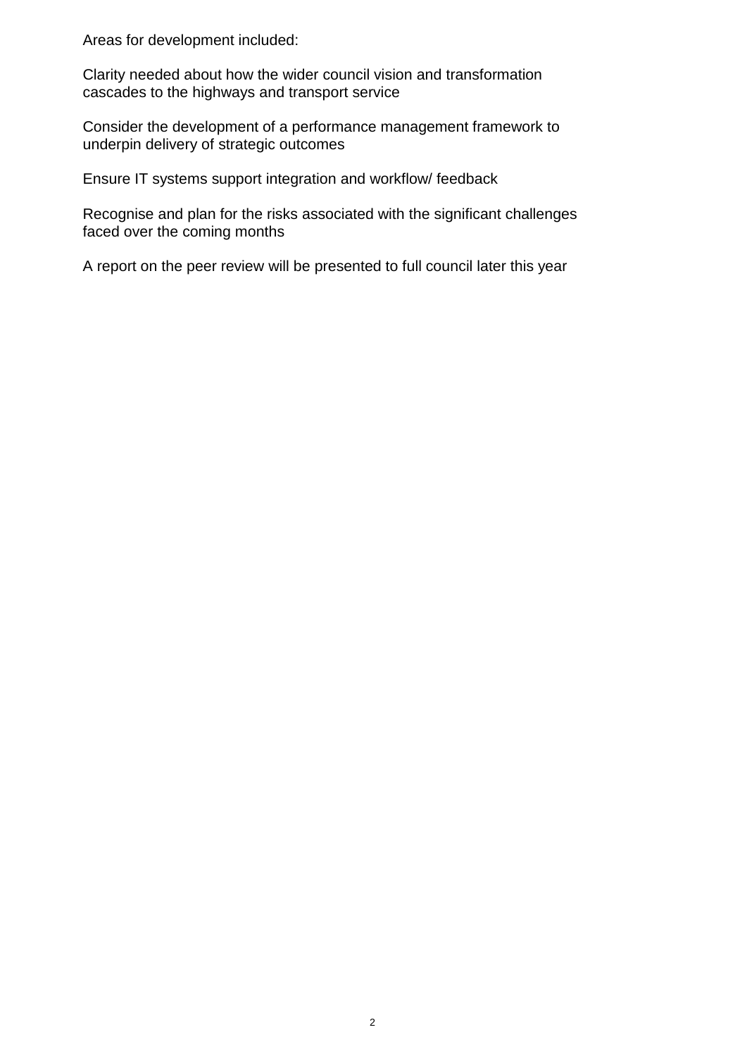Areas for development included:

Clarity needed about how the wider council vision and transformation cascades to the highways and transport service

Consider the development of a performance management framework to underpin delivery of strategic outcomes

Ensure IT systems support integration and workflow/ feedback

Recognise and plan for the risks associated with the significant challenges faced over the coming months

A report on the peer review will be presented to full council later this year